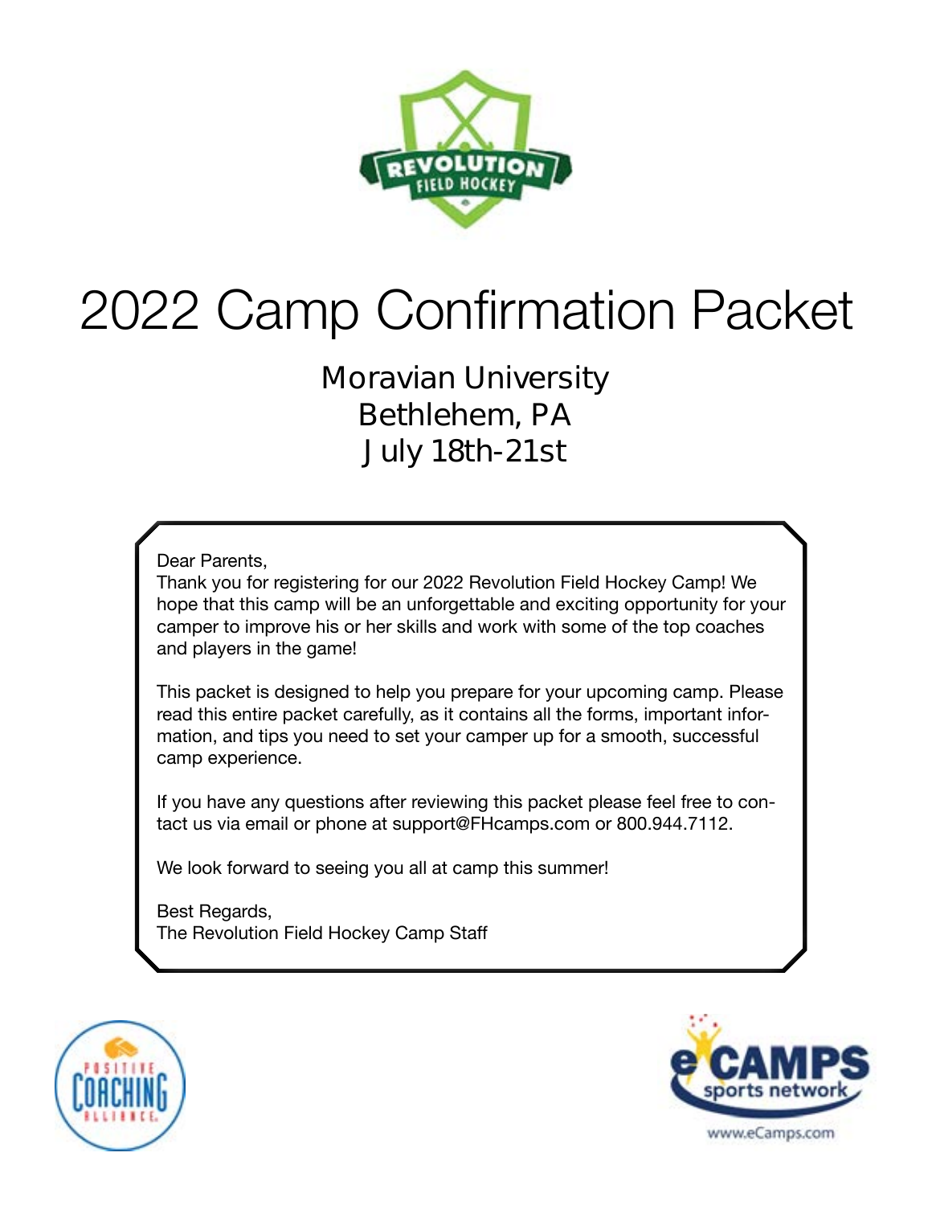# 2022 Camp Confirmation Packet

## Moravian University
## Bethlehem, PA
## July 18th-21st

Dear Parents,
Thank you for registering for our 2022 Revolution Field Hockey Camp! We hope that this camp will be an unforgettable and exciting opportunity for your camper to improve his or her skills and work with some of the top coaches and players in the game!

This packet is designed to help you prepare for your upcoming camp. Please read this entire packet carefully, as it contains all the forms, important information, and tips you need to set your camper up for a smooth, successful camp experience.

If you have any questions after reviewing this packet please feel free to contact us via email or phone at support@FHcamps.com or 800.944.7112.

We look forward to seeing you all at camp this summer!

Best Regards,
The Revolution Field Hockey Camp Staff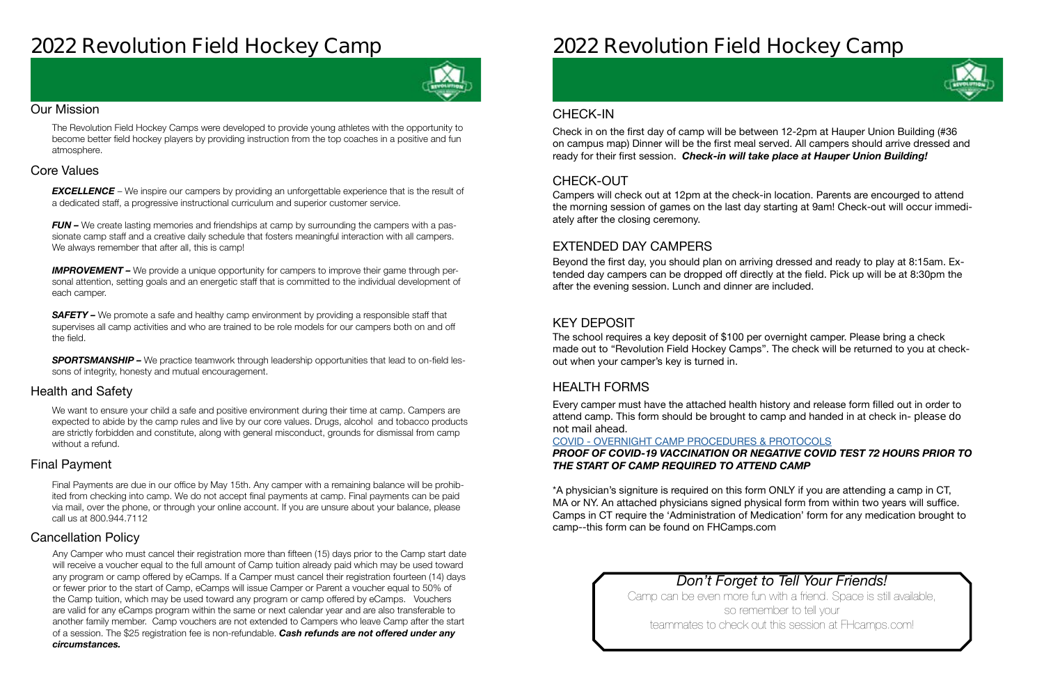# 2022 Revolution Field Hockey Camp

## Our Mission

The Revolution Field Hockey Camps were developed to provide young athletes with the opportunity to become better field hockey players by providing instruction from the top coaches in a positive and fun atmosphere.

## Core Values

***EXCELLENCE*** – We inspire our campers by providing an unforgettable experience that is the result of a dedicated staff, a progressive instructional curriculum and superior customer service.

***FUN –*** We create lasting memories and friendships at camp by surrounding the campers with a passionate camp staff and a creative daily schedule that fosters meaningful interaction with all campers. We always remember that after all, this is camp!

***IMPROVEMENT –*** We provide a unique opportunity for campers to improve their game through personal attention, setting goals and an energetic staff that is committed to the individual development of each camper.

***SAFETY –*** We promote a safe and healthy camp environment by providing a responsible staff that supervises all camp activities and who are trained to be role models for our campers both on and off the field.

***SPORTSMANSHIP –*** We practice teamwork through leadership opportunities that lead to on-field lessons of integrity, honesty and mutual encouragement.

## Health and Safety

We want to ensure your child a safe and positive environment during their time at camp. Campers are expected to abide by the camp rules and live by our core values. Drugs, alcohol and tobacco products are strictly forbidden and constitute, along with general misconduct, grounds for dismissal from camp without a refund.

## Final Payment

Final Payments are due in our office by May 15th. Any camper with a remaining balance will be prohibited from checking into camp. We do not accept final payments at camp. Final payments can be paid via mail, over the phone, or through your online account. If you are unsure about your balance, please call us at 800.944.7112

## Cancellation Policy

Any Camper who must cancel their registration more than fifteen (15) days prior to the Camp start date will receive a voucher equal to the full amount of Camp tuition already paid which may be used toward any program or camp offered by eCamps. If a Camper must cancel their registration fourteen (14) days or fewer prior to the start of Camp, eCamps will issue Camper or Parent a voucher equal to 50% of the Camp tuition, which may be used toward any program or camp offered by eCamps. Vouchers are valid for any eCamps program within the same or next calendar year and are also transferable to another family member. Camp vouchers are not extended to Campers who leave Camp after the start of a session. The $25 registration fee is non-refundable. ***Cash refunds are not offered under any circumstances.***

# 2022 Revolution Field Hockey Camp

## CHECK-IN

Check in on the first day of camp will be between 12-2pm at Hauper Union Building (#36 on campus map) Dinner will be the first meal served. All campers should arrive dressed and ready for their first session. ***Check-in will take place at Hauper Union Building!***

## CHECK-OUT

Campers will check out at 12pm at the check-in location. Parents are encourged to attend the morning session of games on the last day starting at 9am! Check-out will occur immediately after the closing ceremony.

## EXTENDED DAY CAMPERS

Beyond the first day, you should plan on arriving dressed and ready to play at 8:15am. Extended day campers can be dropped off directly at the field. Pick up will be at 8:30pm the after the evening session. Lunch and dinner are included.

## KEY DEPOSIT

The school requires a key deposit of $100 per overnight camper. Please bring a check made out to "Revolution Field Hockey Camps". The check will be returned to you at check-out when your camper's key is turned in.

## HEALTH FORMS

Every camper must have the attached health history and release form filled out in order to attend camp. This form should be brought to camp and handed in at check in- please do not mail ahead.

COVID - OVERNIGHT CAMP PROCEDURES & PROTOCOLS

***PROOF OF COVID-19 VACCINATION OR NEGATIVE COVID TEST 72 HOURS PRIOR TO THE START OF CAMP REQUIRED TO ATTEND CAMP***

*A physician's signiture is required on this form ONLY if you are attending a camp in CT, MA or NY. An attached physicians signed physical form from within two years will suffice. Camps in CT require the 'Administration of Medication' form for any medication brought to camp--this form can be found on FHCamps.com

*Don't Forget to Tell Your Friends!*

Camp can be even more fun with a friend. Space is still available, so remember to tell your teammates to check out this session at FHcamps.com!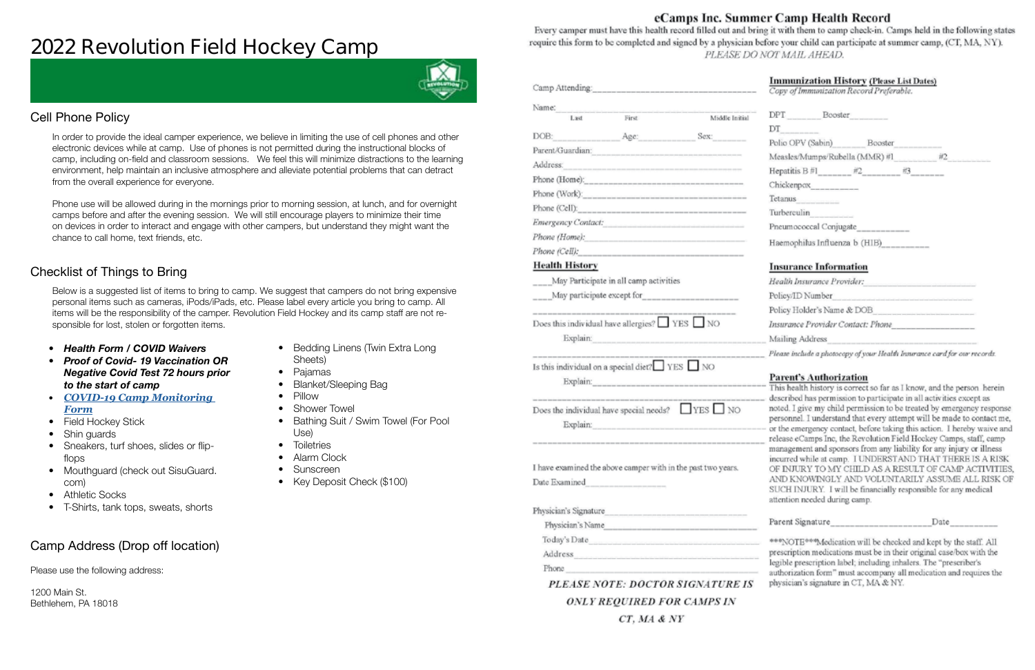# 2022 Revolution Field Hockey Camp

## Cell Phone Policy

In order to provide the ideal camper experience, we believe in limiting the use of cell phones and other electronic devices while at camp. Use of phones is not permitted during the instructional blocks of camp, including on-field and classroom sessions. We feel this will minimize distractions to the learning environment, help maintain an inclusive atmosphere and alleviate potential problems that can detract from the overall experience for everyone.

Phone use will be allowed during in the mornings prior to morning session, at lunch, and for overnight camps before and after the evening session. We will still encourage players to minimize their time on devices in order to interact and engage with other campers, but understand they might want the chance to call home, text friends, etc.

## Checklist of Things to Bring

Below is a suggested list of items to bring to camp. We suggest that campers do not bring expensive personal items such as cameras, iPods/iPads, etc. Please label every article you bring to camp. All items will be the responsibility of the camper. Revolution Field Hockey and its camp staff are not responsible for lost, stolen or forgotten items.

- ***Health Form / COVID Waivers***
- ***Proof of Covid- 19 Vaccination OR Negative Covid Test 72 hours prior to the start of camp***
- ***COVID-19 Camp Monitoring Form***
- Field Hockey Stick
- Shin guards
- Sneakers, turf shoes, slides or flip-flops
- Mouthguard (check out SisuGuard.com)
- Athletic Socks
- T-Shirts, tank tops, sweats, shorts
- Bedding Linens (Twin Extra Long Sheets)
- Pajamas
- Blanket/Sleeping Bag
- Pillow
- Shower Towel
- Bathing Suit / Swim Towel (For Pool Use)
- Toiletries
- Alarm Clock
- Sunscreen
- Key Deposit Check ($100)

## Camp Address (Drop off location)

Please use the following address:

1200 Main St.
Bethlehem, PA 18018

# eCamps Inc. Summer Camp Health Record

Every camper must have this health record filled out and bring it with them to camp check-in. Camps held in the following states require this form to be completed and signed by a physician before your child can participate at summer camp, (CT, MA, NY).

*PLEASE DO NOT MAIL AHEAD.*

Camp Attending:\_\_\_\_\_\_\_\_\_\_\_\_\_\_\_\_\_\_\_\_\_\_\_\_\_\_\_\_

Name:\_\_\_\_\_\_\_\_\_\_\_\_\_\_\_\_\_\_\_\_\_\_\_\_\_\_\_\_
Last First Middle Initial

DOB:\_\_\_\_\_\_\_\_ Age:\_\_\_\_\_\_\_\_ Sex:\_\_\_\_\_\_\_\_

Parent/Guardian:\_\_\_\_\_\_\_\_\_\_\_\_\_\_\_\_\_\_\_\_\_\_\_\_

Address:\_\_\_\_\_\_\_\_\_\_\_\_\_\_\_\_\_\_\_\_\_\_\_\_

Phone (Home):\_\_\_\_\_\_\_\_\_\_\_\_\_\_\_\_\_\_\_\_\_\_\_\_

Phone (Work):\_\_\_\_\_\_\_\_\_\_\_\_\_\_\_\_\_\_\_\_\_\_\_\_

Phone (Cell):\_\_\_\_\_\_\_\_\_\_\_\_\_\_\_\_\_\_\_\_\_\_\_\_

*Emergency Contact:*\_\_\_\_\_\_\_\_\_\_\_\_\_\_\_\_\_\_\_\_\_\_\_\_

*Phone (Home):*\_\_\_\_\_\_\_\_\_\_\_\_\_\_\_\_\_\_\_\_\_\_\_\_

*Phone (Cell):*\_\_\_\_\_\_\_\_\_\_\_\_\_\_\_\_\_\_\_\_\_\_\_\_

## Health History

\_\_\_\_May Participate in all camp activities

\_\_\_\_May participate except for\_\_\_\_\_\_\_\_\_\_\_\_\_\_\_\_\_\_\_\_

Does this individual have allergies? ☐ YES ☐ NO

Explain:\_\_\_\_\_\_\_\_\_\_\_\_\_\_\_\_\_\_\_\_\_\_\_\_

Is this individual on a special diet? ☐ YES ☐ NO

Explain:\_\_\_\_\_\_\_\_\_\_\_\_\_\_\_\_\_\_\_\_\_\_\_\_

Does the individual have special needs? ☐ YES ☐ NO

Explain:\_\_\_\_\_\_\_\_\_\_\_\_\_\_\_\_\_\_\_\_\_\_\_\_

I have examined the above camper with in the past two years.

Date Examined\_\_\_\_\_\_\_\_\_\_\_\_\_\_\_\_\_\_\_\_\_\_\_\_

Physician's Signature\_\_\_\_\_\_\_\_\_\_\_\_\_\_\_\_\_\_\_\_\_\_\_\_

Physician's Name\_\_\_\_\_\_\_\_\_\_\_\_\_\_\_\_\_\_\_\_\_\_\_\_

Today's Date\_\_\_\_\_\_\_\_\_\_\_\_\_\_\_\_\_\_\_\_\_\_\_\_

Address\_\_\_\_\_\_\_\_\_\_\_\_\_\_\_\_\_\_\_\_\_\_\_\_

Phone\_\_\_\_\_\_\_\_\_\_\_\_\_\_\_\_\_\_\_\_\_\_\_\_

***PLEASE NOTE: DOCTOR SIGNATURE IS ONLY REQUIRED FOR CAMPS IN CT, MA & NY***

## Immunization History (Please List Dates)

*Copy of Immunization Record Preferable.*

DPT\_\_\_\_\_\_\_ Booster\_\_\_\_\_\_\_

DT\_\_\_\_\_\_\_

Polio OPV (Sabin)\_\_\_\_\_\_\_ Booster\_\_\_\_\_\_\_

Measles/Mumps/Rubella (MMR) #1\_\_\_\_\_\_\_ #2\_\_\_\_\_\_\_

Hepatitis B #1\_\_\_\_\_\_\_ #2\_\_\_\_\_\_\_ #3\_\_\_\_\_\_\_

Chickenpox\_\_\_\_\_\_\_

Tetanus\_\_\_\_\_\_\_

Turberculin\_\_\_\_\_\_\_

Pneumococcal Conjugate\_\_\_\_\_\_\_

Haemophilus Influenza b (HIB)\_\_\_\_\_\_\_

## Insurance Information

*Health Insurance Provider:*\_\_\_\_\_\_\_\_\_\_\_\_\_\_\_\_\_\_\_\_\_\_\_\_

Policy/ID Number\_\_\_\_\_\_\_\_\_\_\_\_\_\_\_\_\_\_\_\_\_\_\_\_

Policy Holder's Name & DOB\_\_\_\_\_\_\_\_\_\_\_\_\_\_\_\_\_\_\_\_\_\_\_\_

*Insurance Provider Contact: Phone*\_\_\_\_\_\_\_\_\_\_\_\_\_\_\_\_\_\_\_\_\_\_\_\_

Mailing Address\_\_\_\_\_\_\_\_\_\_\_\_\_\_\_\_\_\_\_\_\_\_\_\_

*Please include a photocopy of your Health Insurance card for our records.*

## Parent's Authorization

This health history is correct so far as I know, and the person herein described has permission to participate in all activities except as noted. I give my child permission to be treated by emergency response personnel. I understand that every attempt will be made to contact me, or the emergency contact, before taking this action. I hereby waive and release eCamps Inc, the Revolution Field Hockey Camps, staff, camp management and sponsors from any liability for any injury or illness incurred while at camp. I UNDERSTAND THAT THERE IS A RISK OF INJURY TO MY CHILD AS A RESULT OF CAMP ACTIVITIES, AND KNOWINGLY AND VOLUNTARILY ASSUME ALL RISK OF SUCH INJURY. I will be financially responsible for any medical attention needed during camp.

Parent Signature\_\_\_\_\_\_\_\_\_\_\_\_\_\_\_\_\_\_\_\_\_\_\_\_ Date\_\_\_\_\_\_\_\_

\*\*\*NOTE\*\*\*Medication will be checked and kept by the staff. All prescription medications must be in their original case/box with the legible prescription label; including inhalers. The "prescriber's authorization form" must accompany all medication and requires the physician's signature in CT, MA & NY.